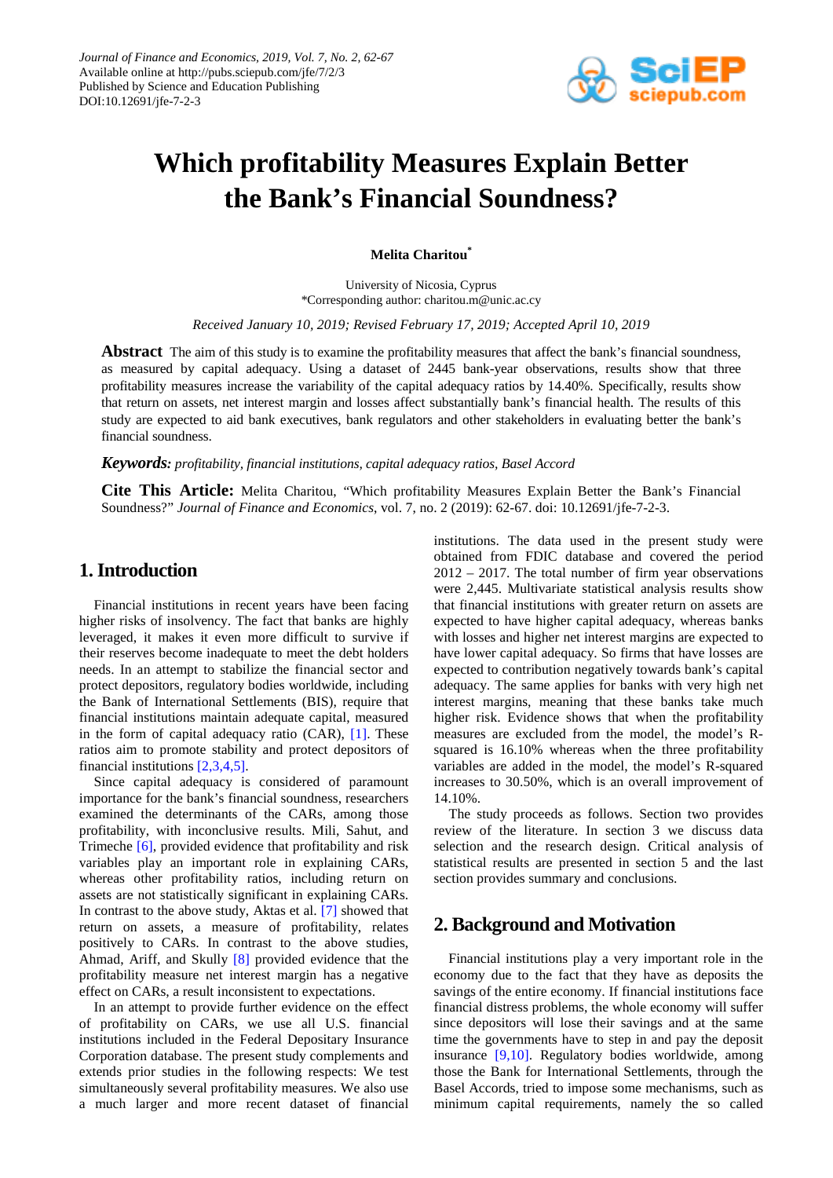# Which profitability Measures Explain Better the Bank's Financial Soundness?

**Melita Charitou***

University of Nicosia, Cyprus
*Corresponding author: charitou.m@unic.ac.cy

*Received January 10, 2019; Revised February 17, 2019; Accepted April 10, 2019*

**Abstract** The aim of this study is to examine the profitability measures that affect the bank's financial soundness, as measured by capital adequacy. Using a dataset of 2445 bank-year observations, results show that three profitability measures increase the variability of the capital adequacy ratios by 14.40%. Specifically, results show that return on assets, net interest margin and losses affect substantially bank's financial health. The results of this study are expected to aid bank executives, bank regulators and other stakeholders in evaluating better the bank's financial soundness.

***Keywords:*** *profitability, financial institutions, capital adequacy ratios, Basel Accord*

**Cite This Article:** Melita Charitou, "Which profitability Measures Explain Better the Bank's Financial Soundness?" *Journal of Finance and Economics*, vol. 7, no. 2 (2019): 62-67. doi: 10.12691/jfe-7-2-3.

## 1. Introduction

Financial institutions in recent years have been facing higher risks of insolvency. The fact that banks are highly leveraged, it makes it even more difficult to survive if their reserves become inadequate to meet the debt holders needs. In an attempt to stabilize the financial sector and protect depositors, regulatory bodies worldwide, including the Bank of International Settlements (BIS), require that financial institutions maintain adequate capital, measured in the form of capital adequacy ratio (CAR), [1]. These ratios aim to promote stability and protect depositors of financial institutions [2,3,4,5].

Since capital adequacy is considered of paramount importance for the bank's financial soundness, researchers examined the determinants of the CARs, among those profitability, with inconclusive results. Mili, Sahut, and Trimeche [6], provided evidence that profitability and risk variables play an important role in explaining CARs, whereas other profitability ratios, including return on assets are not statistically significant in explaining CARs. In contrast to the above study, Aktas et al. [7] showed that return on assets, a measure of profitability, relates positively to CARs. In contrast to the above studies, Ahmad, Ariff, and Skully [8] provided evidence that the profitability measure net interest margin has a negative effect on CARs, a result inconsistent to expectations.

In an attempt to provide further evidence on the effect of profitability on CARs, we use all U.S. financial institutions included in the Federal Depositary Insurance Corporation database. The present study complements and extends prior studies in the following respects: We test simultaneously several profitability measures. We also use a much larger and more recent dataset of financial institutions. The data used in the present study were obtained from FDIC database and covered the period 2012 – 2017. The total number of firm year observations were 2,445. Multivariate statistical analysis results show that financial institutions with greater return on assets are expected to have higher capital adequacy, whereas banks with losses and higher net interest margins are expected to have lower capital adequacy. So firms that have losses are expected to contribution negatively towards bank's capital adequacy. The same applies for banks with very high net interest margins, meaning that these banks take much higher risk. Evidence shows that when the profitability measures are excluded from the model, the model's R-squared is 16.10% whereas when the three profitability variables are added in the model, the model's R-squared increases to 30.50%, which is an overall improvement of 14.10%.

The study proceeds as follows. Section two provides review of the literature. In section 3 we discuss data selection and the research design. Critical analysis of statistical results are presented in section 5 and the last section provides summary and conclusions.

## 2. Background and Motivation

Financial institutions play a very important role in the economy due to the fact that they have as deposits the savings of the entire economy. If financial institutions face financial distress problems, the whole economy will suffer since depositors will lose their savings and at the same time the governments have to step in and pay the deposit insurance [9,10]. Regulatory bodies worldwide, among those the Bank for International Settlements, through the Basel Accords, tried to impose some mechanisms, such as minimum capital requirements, namely the so called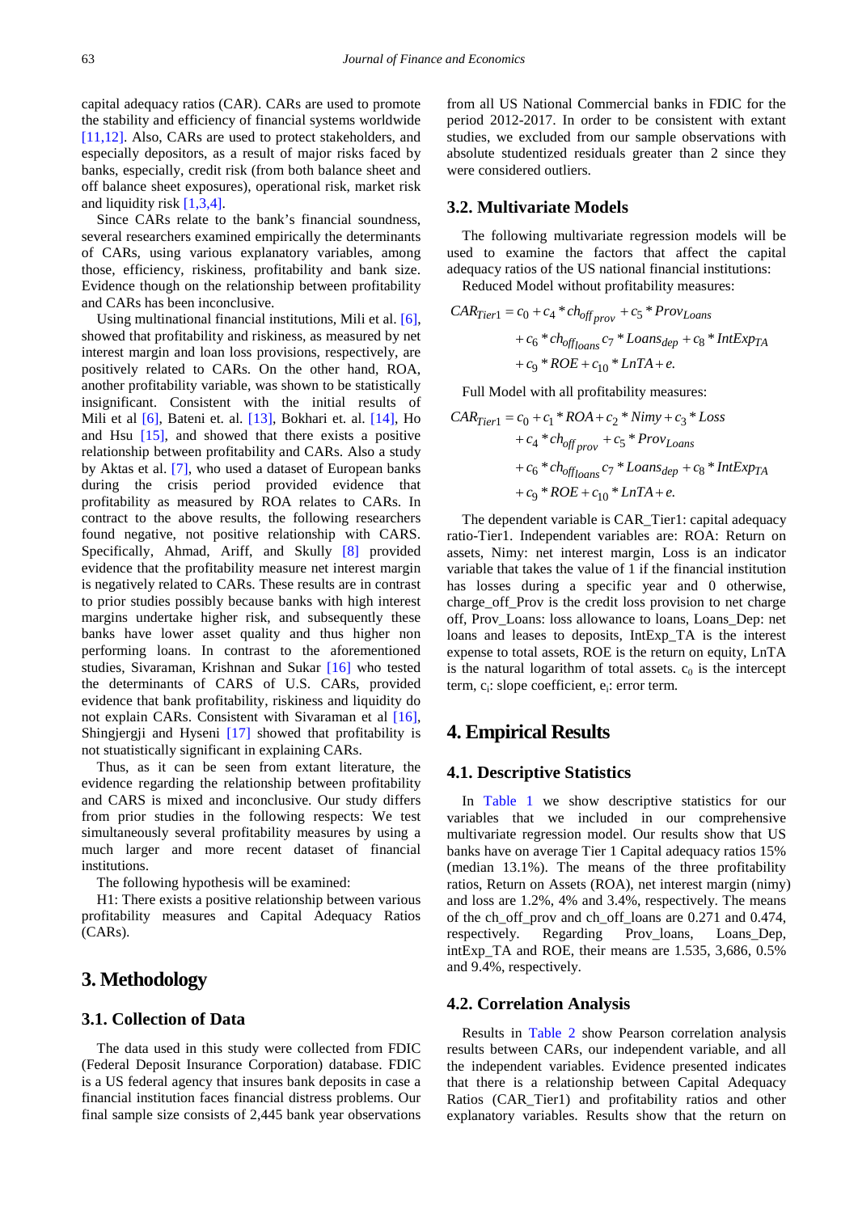capital adequacy ratios (CAR). CARs are used to promote the stability and efficiency of financial systems worldwide [11,12]. Also, CARs are used to protect stakeholders, and especially depositors, as a result of major risks faced by banks, especially, credit risk (from both balance sheet and off balance sheet exposures), operational risk, market risk and liquidity risk [1,3,4].

Since CARs relate to the bank's financial soundness, several researchers examined empirically the determinants of CARs, using various explanatory variables, among those, efficiency, riskiness, profitability and bank size. Evidence though on the relationship between profitability and CARs has been inconclusive.

Using multinational financial institutions, Mili et al. [6], showed that profitability and riskiness, as measured by net interest margin and loan loss provisions, respectively, are positively related to CARs. On the other hand, ROA, another profitability variable, was shown to be statistically insignificant. Consistent with the initial results of Mili et al [6], Bateni et. al. [13], Bokhari et. al. [14], Ho and Hsu [15], and showed that there exists a positive relationship between profitability and CARs. Also a study by Aktas et al. [7], who used a dataset of European banks during the crisis period provided evidence that profitability as measured by ROA relates to CARs. In contract to the above results, the following researchers found negative, not positive relationship with CARS. Specifically, Ahmad, Ariff, and Skully [8] provided evidence that the profitability measure net interest margin is negatively related to CARs. These results are in contrast to prior studies possibly because banks with high interest margins undertake higher risk, and subsequently these banks have lower asset quality and thus higher non performing loans. In contrast to the aforementioned studies, Sivaraman, Krishnan and Sukar [16] who tested the determinants of CARS of U.S. CARs, provided evidence that bank profitability, riskiness and liquidity do not explain CARs. Consistent with Sivaraman et al [16], Shingjergji and Hyseni [17] showed that profitability is not stuatistically significant in explaining CARs.

Thus, as it can be seen from extant literature, the evidence regarding the relationship between profitability and CARS is mixed and inconclusive. Our study differs from prior studies in the following respects: We test simultaneously several profitability measures by using a much larger and more recent dataset of financial institutions.

The following hypothesis will be examined:

H1: There exists a positive relationship between various profitability measures and Capital Adequacy Ratios (CARs).

# 3. Methodology

## 3.1. Collection of Data

The data used in this study were collected from FDIC (Federal Deposit Insurance Corporation) database. FDIC is a US federal agency that insures bank deposits in case a financial institution faces financial distress problems. Our final sample size consists of 2,445 bank year observations from all US National Commercial banks in FDIC for the period 2012-2017. In order to be consistent with extant studies, we excluded from our sample observations with absolute studentized residuals greater than 2 since they were considered outliers.

## 3.2. Multivariate Models

The following multivariate regression models will be used to examine the factors that affect the capital adequacy ratios of the US national financial institutions:

Reduced Model without profitability measures:

$$
\begin{aligned}
CAR_{Tier1} = c_0 &+ c_4 * ch_{off_{prov}} + c_5 * Prov_{Loans} \\
&+ c_6 * ch_{off_{loans}} c_7 * Loans_{dep} + c_8 * IntExp_{TA} \\
&+ c_9 * ROE + c_{10} * LnTA + e.
\end{aligned}
$$

Full Model with all profitability measures:

$$
\begin{aligned}
CAR_{Tier1} = c_0 &+ c_1 * ROA + c_2 * Nimy + c_3 * Loss \\
&+ c_4 * ch_{off_{prov}} + c_5 * Prov_{Loans} \\
&+ c_6 * ch_{off_{loans}} c_7 * Loans_{dep} + c_8 * IntExp_{TA} \\
&+ c_9 * ROE + c_{10} * LnTA + e.
\end{aligned}
$$

The dependent variable is CAR_Tier1: capital adequacy ratio-Tier1. Independent variables are: ROA: Return on assets, Nimy: net interest margin, Loss is an indicator variable that takes the value of 1 if the financial institution has losses during a specific year and 0 otherwise, charge_off_Prov is the credit loss provision to net charge off, Prov_Loans: loss allowance to loans, Loans_Dep: net loans and leases to deposits, IntExp_TA is the interest expense to total assets, ROE is the return on equity, LnTA is the natural logarithm of total assets. $c_0$ is the intercept term, $c_i$: slope coefficient, $e_i$: error term.

# 4. Empirical Results

## 4.1. Descriptive Statistics

In Table 1 we show descriptive statistics for our variables that we included in our comprehensive multivariate regression model. Our results show that US banks have on average Tier 1 Capital adequacy ratios 15% (median 13.1%). The means of the three profitability ratios, Return on Assets (ROA), net interest margin (nimy) and loss are 1.2%, 4% and 3.4%, respectively. The means of the ch_off_prov and ch_off_loans are 0.271 and 0.474, respectively. Regarding Prov_loans, Loans_Dep, intExp_TA and ROE, their means are 1.535, 3,686, 0.5% and 9.4%, respectively.

## 4.2. Correlation Analysis

Results in Table 2 show Pearson correlation analysis results between CARs, our independent variable, and all the independent variables. Evidence presented indicates that there is a relationship between Capital Adequacy Ratios (CAR_Tier1) and profitability ratios and other explanatory variables. Results show that the return on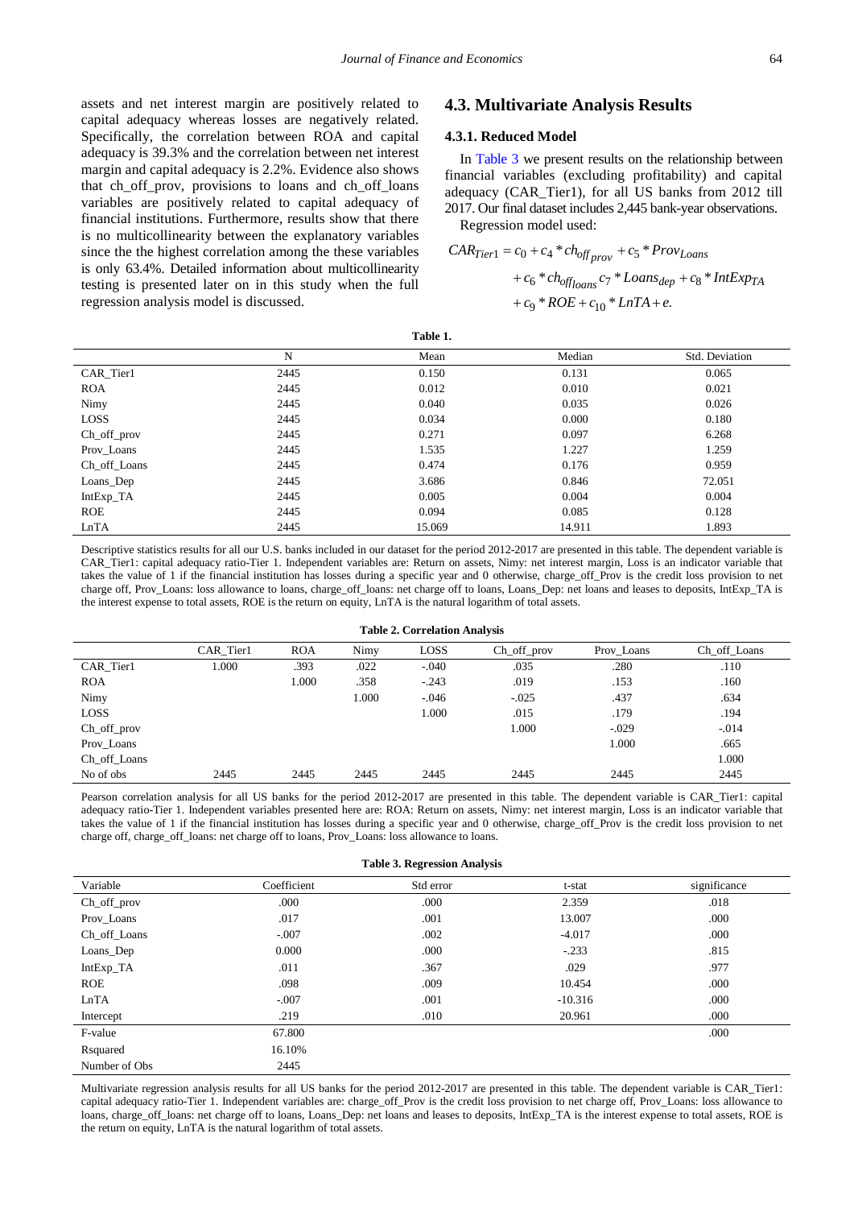assets and net interest margin are positively related to capital adequacy whereas losses are negatively related. Specifically, the correlation between ROA and capital adequacy is 39.3% and the correlation between net interest margin and capital adequacy is 2.2%. Evidence also shows that ch_off_prov, provisions to loans and ch_off_loans variables are positively related to capital adequacy of financial institutions. Furthermore, results show that there is no multicollinearity between the explanatory variables since the the highest correlation among the these variables is only 63.4%. Detailed information about multicollinearity testing is presented later on in this study when the full regression analysis model is discussed.

## 4.3. Multivariate Analysis Results

### 4.3.1. Reduced Model

In Table 3 we present results on the relationship between financial variables (excluding profitability) and capital adequacy (CAR_Tier1), for all US banks from 2012 till 2017. Our final dataset includes 2,445 bank-year observations.

Regression model used:

$$CAR_{Tier1} = c_0 + c_4 * ch_{off_{prov}} + c_5 * Prov_{Loans} + c_6 * ch_{off_{loans}} c_7 * Loans_{dep} + c_8 * IntExp_{TA} + c_9 * ROE + c_{10} * LnTA + e.$$

**Table 1.**

| | N | Mean | Median | Std. Deviation |
|---|---|---|---|---|
| CAR_Tier1 | 2445 | 0.150 | 0.131 | 0.065 |
| ROA | 2445 | 0.012 | 0.010 | 0.021 |
| Nimy | 2445 | 0.040 | 0.035 | 0.026 |
| LOSS | 2445 | 0.034 | 0.000 | 0.180 |
| Ch_off_prov | 2445 | 0.271 | 0.097 | 6.268 |
| Prov_Loans | 2445 | 1.535 | 1.227 | 1.259 |
| Ch_off_Loans | 2445 | 0.474 | 0.176 | 0.959 |
| Loans_Dep | 2445 | 3.686 | 0.846 | 72.051 |
| IntExp_TA | 2445 | 0.005 | 0.004 | 0.004 |
| ROE | 2445 | 0.094 | 0.085 | 0.128 |
| LnTA | 2445 | 15.069 | 14.911 | 1.893 |

Descriptive statistics results for all our U.S. banks included in our dataset for the period 2012-2017 are presented in this table. The dependent variable is CAR_Tier1: capital adequacy ratio-Tier 1. Independent variables are: Return on assets, Nimy: net interest margin, Loss is an indicator variable that takes the value of 1 if the financial institution has losses during a specific year and 0 otherwise, charge_off_Prov is the credit loss provision to net charge off, Prov_Loans: loss allowance to loans, charge_off_loans: net charge off to loans, Loans_Dep: net loans and leases to deposits, IntExp_TA is the interest expense to total assets, ROE is the return on equity, LnTA is the natural logarithm of total assets.

**Table 2. Correlation Analysis**

| | CAR_Tier1 | ROA | Nimy | LOSS | Ch_off_prov | Prov_Loans | Ch_off_Loans |
|---|---|---|---|---|---|---|---|
| CAR_Tier1 | 1.000 | .393 | .022 | -.040 | .035 | .280 | .110 |
| ROA | | 1.000 | .358 | -.243 | .019 | .153 | .160 |
| Nimy | | | 1.000 | -.046 | -.025 | .437 | .634 |
| LOSS | | | | 1.000 | .015 | .179 | .194 |
| Ch_off_prov | | | | | 1.000 | -.029 | -.014 |
| Prov_Loans | | | | | | 1.000 | .665 |
| Ch_off_Loans | | | | | | | 1.000 |
| No of obs | 2445 | 2445 | 2445 | 2445 | 2445 | 2445 | 2445 |

Pearson correlation analysis for all US banks for the period 2012-2017 are presented in this table. The dependent variable is CAR_Tier1: capital adequacy ratio-Tier 1. Independent variables presented here are: ROA: Return on assets, Nimy: net interest margin, Loss is an indicator variable that takes the value of 1 if the financial institution has losses during a specific year and 0 otherwise, charge_off_Prov is the credit loss provision to net charge off, charge_off_loans: net charge off to loans, Prov_Loans: loss allowance to loans.

**Table 3. Regression Analysis**

| Variable | Coefficient | Std error | t-stat | significance |
|---|---|---|---|---|
| Ch_off_prov | .000 | .000 | 2.359 | .018 |
| Prov_Loans | .017 | .001 | 13.007 | .000 |
| Ch_off_Loans | -.007 | .002 | -4.017 | .000 |
| Loans_Dep | 0.000 | .000 | -.233 | .815 |
| IntExp_TA | .011 | .367 | .029 | .977 |
| ROE | .098 | .009 | 10.454 | .000 |
| LnTA | -.007 | .001 | -10.316 | .000 |
| Intercept | .219 | .010 | 20.961 | .000 |
| F-value | 67.800 | | | .000 |
| Rsquared | 16.10% | | | |
| Number of Obs | 2445 | | | |

Multivariate regression analysis results for all US banks for the period 2012-2017 are presented in this table. The dependent variable is CAR_Tier1: capital adequacy ratio-Tier 1. Independent variables are: charge_off_Prov is the credit loss provision to net charge off, Prov_Loans: loss allowance to loans, charge_off_loans: net charge off to loans, Loans_Dep: net loans and leases to deposits, IntExp_TA is the interest expense to total assets, ROE is the return on equity, LnTA is the natural logarithm of total assets.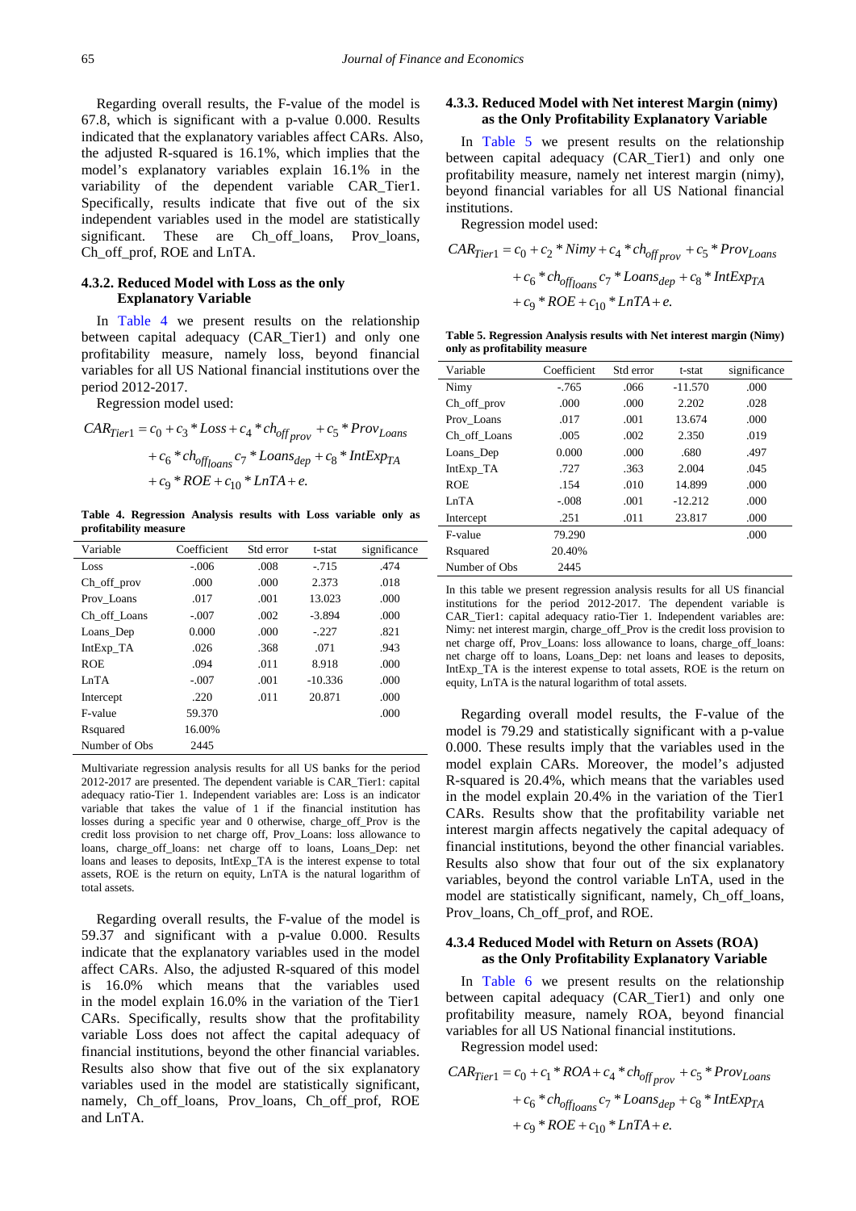Regarding overall results, the F-value of the model is 67.8, which is significant with a p-value 0.000. Results indicated that the explanatory variables affect CARs. Also, the adjusted R-squared is 16.1%, which implies that the model's explanatory variables explain 16.1% in the variability of the dependent variable CAR_Tier1. Specifically, results indicate that five out of the six independent variables used in the model are statistically significant. These are Ch_off_loans, Prov_loans, Ch_off_prof, ROE and LnTA.

### 4.3.2. Reduced Model with Loss as the only Explanatory Variable

In Table 4 we present results on the relationship between capital adequacy (CAR_Tier1) and only one profitability measure, namely loss, beyond financial variables for all US National financial institutions over the period 2012-2017.

Regression model used:

$$CAR_{Tier1} = c_0 + c_3 * Loss + c_4 * ch_{off_{prov}} + c_5 * Prov_{Loans} + c_6 * ch_{off_{loans}} c_7 * Loans_{dep} + c_8 * IntExp_{TA} + c_9 * ROE + c_{10} * LnTA + e.$$

**Table 4. Regression Analysis results with Loss variable only as profitability measure**

| Variable | Coefficient | Std error | t-stat | significance |
|---|---|---|---|---|
| Loss | -.006 | .008 | -.715 | .474 |
| Ch_off_prov | .000 | .000 | 2.373 | .018 |
| Prov_Loans | .017 | .001 | 13.023 | .000 |
| Ch_off_Loans | -.007 | .002 | -3.894 | .000 |
| Loans_Dep | 0.000 | .000 | -.227 | .821 |
| IntExp_TA | .026 | .368 | .071 | .943 |
| ROE | .094 | .011 | 8.918 | .000 |
| LnTA | -.007 | .001 | -10.336 | .000 |
| Intercept | .220 | .011 | 20.871 | .000 |
| F-value | 59.370 | | | .000 |
| Rsquared | 16.00% | | | |
| Number of Obs | 2445 | | | |

Multivariate regression analysis results for all US banks for the period 2012-2017 are presented. The dependent variable is CAR_Tier1: capital adequacy ratio-Tier 1. Independent variables are: Loss is an indicator variable that takes the value of 1 if the financial institution has losses during a specific year and 0 otherwise, charge_off_Prov is the credit loss provision to net charge off, Prov_Loans: loss allowance to loans, charge_off_loans: net charge off to loans, Loans_Dep: net loans and leases to deposits, IntExp_TA is the interest expense to total assets, ROE is the return on equity, LnTA is the natural logarithm of total assets.

Regarding overall results, the F-value of the model is 59.37 and significant with a p-value 0.000. Results indicate that the explanatory variables used in the model affect CARs. Also, the adjusted R-squared of this model is 16.0% which means that the variables used in the model explain 16.0% in the variation of the Tier1 CARs. Specifically, results show that the profitability variable Loss does not affect the capital adequacy of financial institutions, beyond the other financial variables. Results also show that five out of the six explanatory variables used in the model are statistically significant, namely, Ch_off_loans, Prov_loans, Ch_off_prof, ROE and LnTA.

### 4.3.3. Reduced Model with Net interest Margin (nimy) as the Only Profitability Explanatory Variable

In Table 5 we present results on the relationship between capital adequacy (CAR_Tier1) and only one profitability measure, namely net interest margin (nimy), beyond financial variables for all US National financial institutions.

Regression model used:

$$CAR_{Tier1} = c_0 + c_2 * Nimy + c_4 * ch_{off_{prov}} + c_5 * Prov_{Loans} + c_6 * ch_{off_{loans}} c_7 * Loans_{dep} + c_8 * IntExp_{TA} + c_9 * ROE + c_{10} * LnTA + e.$$

**Table 5. Regression Analysis results with Net interest margin (Nimy) only as profitability measure**

| Variable | Coefficient | Std error | t-stat | significance |
|---|---|---|---|---|
| Nimy | -.765 | .066 | -11.570 | .000 |
| Ch_off_prov | .000 | .000 | 2.202 | .028 |
| Prov_Loans | .017 | .001 | 13.674 | .000 |
| Ch_off_Loans | .005 | .002 | 2.350 | .019 |
| Loans_Dep | 0.000 | .000 | .680 | .497 |
| IntExp_TA | .727 | .363 | 2.004 | .045 |
| ROE | .154 | .010 | 14.899 | .000 |
| LnTA | -.008 | .001 | -12.212 | .000 |
| Intercept | .251 | .011 | 23.817 | .000 |
| F-value | 79.290 | | | .000 |
| Rsquared | 20.40% | | | |
| Number of Obs | 2445 | | | |

In this table we present regression analysis results for all US financial institutions for the period 2012-2017. The dependent variable is CAR_Tier1: capital adequacy ratio-Tier 1. Independent variables are: Nimy: net interest margin, charge_off_Prov is the credit loss provision to net charge off, Prov_Loans: loss allowance to loans, charge_off_loans: net charge off to loans, Loans_Dep: net loans and leases to deposits, IntExp_TA is the interest expense to total assets, ROE is the return on equity, LnTA is the natural logarithm of total assets.

Regarding overall model results, the F-value of the model is 79.29 and statistically significant with a p-value 0.000. These results imply that the variables used in the model explain CARs. Moreover, the model's adjusted R-squared is 20.4%, which means that the variables used in the model explain 20.4% in the variation of the Tier1 CARs. Results show that the profitability variable net interest margin affects negatively the capital adequacy of financial institutions, beyond the other financial variables. Results also show that four out of the six explanatory variables, beyond the control variable LnTA, used in the model are statistically significant, namely, Ch_off_loans, Prov_loans, Ch_off_prof, and ROE.

### 4.3.4 Reduced Model with Return on Assets (ROA) as the Only Profitability Explanatory Variable

In Table 6 we present results on the relationship between capital adequacy (CAR_Tier1) and only one profitability measure, namely ROA, beyond financial variables for all US National financial institutions.

Regression model used:

$$CAR_{Tier1} = c_0 + c_1 * ROA + c_4 * ch_{off_{prov}} + c_5 * Prov_{Loans} + c_6 * ch_{off_{loans}} c_7 * Loans_{dep} + c_8 * IntExp_{TA} + c_9 * ROE + c_{10} * LnTA + e.$$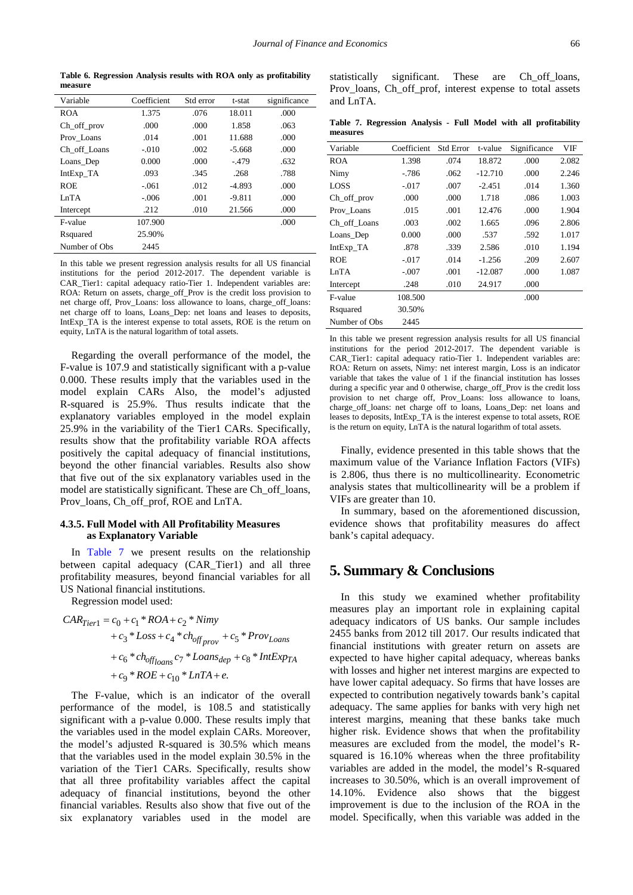**Table 6. Regression Analysis results with ROA only as profitability measure**

| Variable | Coefficient | Std error | t-stat | significance |
|---|---|---|---|---|
| ROA | 1.375 | .076 | 18.011 | .000 |
| Ch_off_prov | .000 | .000 | 1.858 | .063 |
| Prov_Loans | .014 | .001 | 11.688 | .000 |
| Ch_off_Loans | -.010 | .002 | -5.668 | .000 |
| Loans_Dep | 0.000 | .000 | -.479 | .632 |
| IntExp_TA | .093 | .345 | .268 | .788 |
| ROE | -.061 | .012 | -4.893 | .000 |
| LnTA | -.006 | .001 | -9.811 | .000 |
| Intercept | .212 | .010 | 21.566 | .000 |
| F-value | 107.900 | | | .000 |
| Rsquared | 25.90% | | | |
| Number of Obs | 2445 | | | |

In this table we present regression analysis results for all US financial institutions for the period 2012-2017. The dependent variable is CAR_Tier1: capital adequacy ratio-Tier 1. Independent variables are: ROA: Return on assets, charge_off_Prov is the credit loss provision to net charge off, Prov_Loans: loss allowance to loans, charge_off_loans: net charge off to loans, Loans_Dep: net loans and leases to deposits, IntExp_TA is the interest expense to total assets, ROE is the return on equity, LnTA is the natural logarithm of total assets.

Regarding the overall performance of the model, the F-value is 107.9 and statistically significant with a p-value 0.000. These results imply that the variables used in the model explain CARs Also, the model's adjusted R-squared is 25.9%. Thus results indicate that the explanatory variables employed in the model explain 25.9% in the variability of the Tier1 CARs. Specifically, results show that the profitability variable ROA affects positively the capital adequacy of financial institutions, beyond the other financial variables. Results also show that five out of the six explanatory variables used in the model are statistically significant. These are Ch_off_loans, Prov_loans, Ch_off_prof, ROE and LnTA.

#### 4.3.5. Full Model with All Profitability Measures as Explanatory Variable

In Table 7 we present results on the relationship between capital adequacy (CAR_Tier1) and all three profitability measures, beyond financial variables for all US National financial institutions.

Regression model used:

$$
\begin{aligned}
CAR_{Tier1} = {} & c_0 + c_1 * ROA + c_2 * Nimy \\
& + c_3 * Loss + c_4 * ch_{off_{prov}} + c_5 * Prov_{Loans} \\
& + c_6 * ch_{off_{loans}} c_7 * Loans_{dep} + c_8 * IntExp_{TA} \\
& + c_9 * ROE + c_{10} * LnTA + e.
\end{aligned}
$$

The F-value, which is an indicator of the overall performance of the model, is 108.5 and statistically significant with a p-value 0.000. These results imply that the variables used in the model explain CARs. Moreover, the model's adjusted R-squared is 30.5% which means that the variables used in the model explain 30.5% in the variation of the Tier1 CARs. Specifically, results show that all three profitability variables affect the capital adequacy of financial institutions, beyond the other financial variables. Results also show that five out of the six explanatory variables used in the model are statistically significant. These are Ch_off_loans, Prov_loans, Ch_off_prof, interest expense to total assets and LnTA.

**Table 7. Regression Analysis - Full Model with all profitability measures**

| Variable | Coefficient | Std Error | t-value | Significance | VIF |
|---|---|---|---|---|---|
| ROA | 1.398 | .074 | 18.872 | .000 | 2.082 |
| Nimy | -.786 | .062 | -12.710 | .000 | 2.246 |
| LOSS | -.017 | .007 | -2.451 | .014 | 1.360 |
| Ch_off_prov | .000 | .000 | 1.718 | .086 | 1.003 |
| Prov_Loans | .015 | .001 | 12.476 | .000 | 1.904 |
| Ch_off_Loans | .003 | .002 | 1.665 | .096 | 2.806 |
| Loans_Dep | 0.000 | .000 | .537 | .592 | 1.017 |
| IntExp_TA | .878 | .339 | 2.586 | .010 | 1.194 |
| ROE | -.017 | .014 | -1.256 | .209 | 2.607 |
| LnTA | -.007 | .001 | -12.087 | .000 | 1.087 |
| Intercept | .248 | .010 | 24.917 | .000 | |
| F-value | 108.500 | | | .000 | |
| Rsquared | 30.50% | | | | |
| Number of Obs | 2445 | | | | |

In this table we present regression analysis results for all US financial institutions for the period 2012-2017. The dependent variable is CAR_Tier1: capital adequacy ratio-Tier 1. Independent variables are: ROA: Return on assets, Nimy: net interest margin, Loss is an indicator variable that takes the value of 1 if the financial institution has losses during a specific year and 0 otherwise, charge_off_Prov is the credit loss provision to net charge off, Prov_Loans: loss allowance to loans, charge_off_loans: net charge off to loans, Loans_Dep: net loans and leases to deposits, IntExp_TA is the interest expense to total assets, ROE is the return on equity, LnTA is the natural logarithm of total assets.

Finally, evidence presented in this table shows that the maximum value of the Variance Inflation Factors (VIFs) is 2.806, thus there is no multicollinearity. Econometric analysis states that multicollinearity will be a problem if VIFs are greater than 10.

In summary, based on the aforementioned discussion, evidence shows that profitability measures do affect bank's capital adequacy.

## 5. Summary & Conclusions

In this study we examined whether profitability measures play an important role in explaining capital adequacy indicators of US banks. Our sample includes 2455 banks from 2012 till 2017. Our results indicated that financial institutions with greater return on assets are expected to have higher capital adequacy, whereas banks with losses and higher net interest margins are expected to have lower capital adequacy. So firms that have losses are expected to contribution negatively towards bank's capital adequacy. The same applies for banks with very high net interest margins, meaning that these banks take much higher risk. Evidence shows that when the profitability measures are excluded from the model, the model's R-squared is 16.10% whereas when the three profitability variables are added in the model, the model's R-squared increases to 30.50%, which is an overall improvement of 14.10%. Evidence also shows that the biggest improvement is due to the inclusion of the ROA in the model. Specifically, when this variable was added in the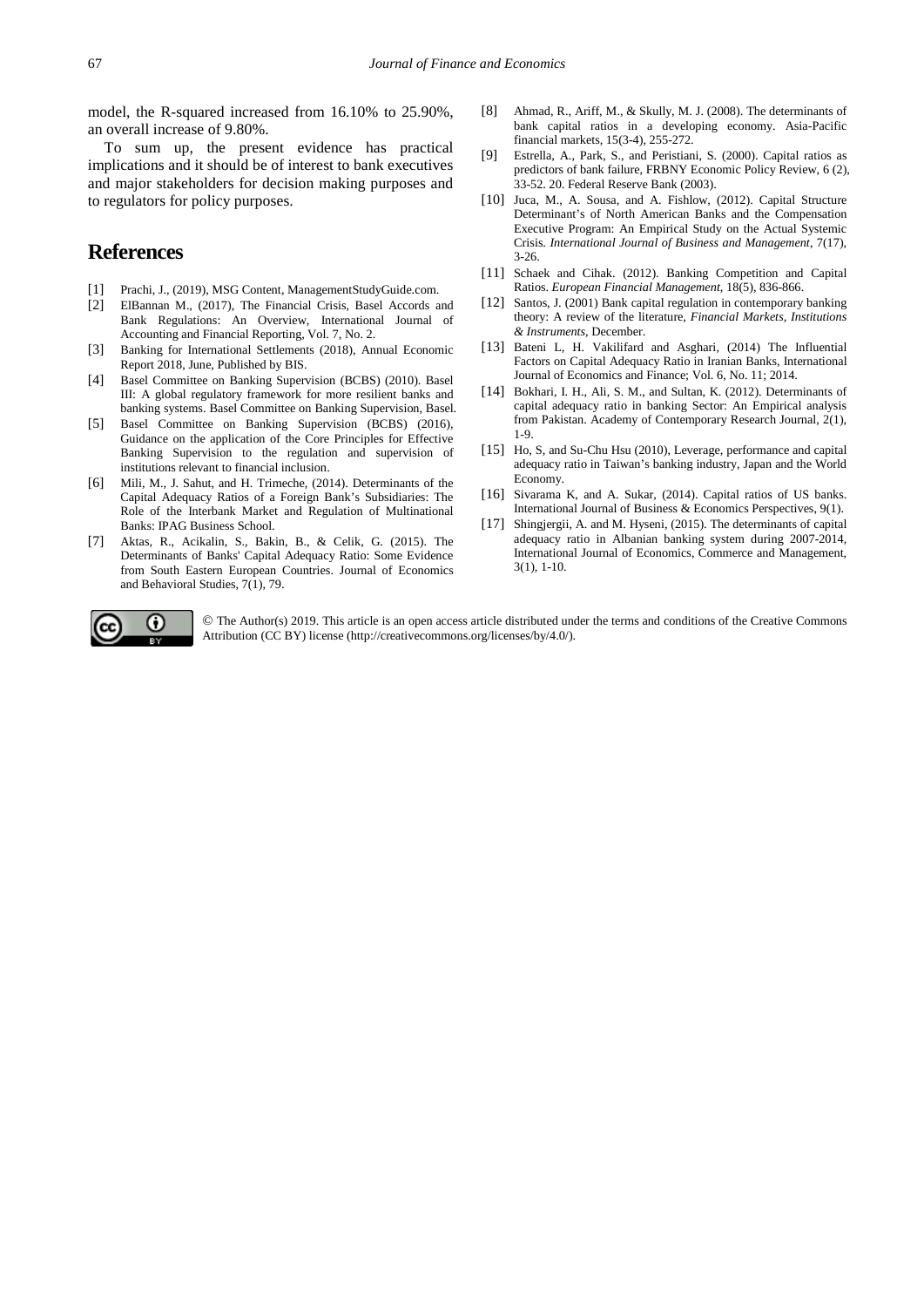model, the R-squared increased from 16.10% to 25.90%, an overall increase of 9.80%.

To sum up, the present evidence has practical implications and it should be of interest to bank executives and major stakeholders for decision making purposes and to regulators for policy purposes.

# References

[1] Prachi, J., (2019), MSG Content, ManagementStudyGuide.com.

[2] ElBannan M., (2017), The Financial Crisis, Basel Accords and Bank Regulations: An Overview, International Journal of Accounting and Financial Reporting, Vol. 7, No. 2.

[3] Banking for International Settlements (2018), Annual Economic Report 2018, June, Published by BIS.

[4] Basel Committee on Banking Supervision (BCBS) (2010). Basel III: A global regulatory framework for more resilient banks and banking systems. Basel Committee on Banking Supervision, Basel.

[5] Basel Committee on Banking Supervision (BCBS) (2016), Guidance on the application of the Core Principles for Effective Banking Supervision to the regulation and supervision of institutions relevant to financial inclusion.

[6] Mili, M., J. Sahut, and H. Trimeche, (2014). Determinants of the Capital Adequacy Ratios of a Foreign Bank's Subsidiaries: The Role of the Interbank Market and Regulation of Multinational Banks: IPAG Business School.

[7] Aktas, R., Acikalin, S., Bakin, B., & Celik, G. (2015). The Determinants of Banks' Capital Adequacy Ratio: Some Evidence from South Eastern European Countries. Journal of Economics and Behavioral Studies, 7(1), 79.

[8] Ahmad, R., Ariff, M., & Skully, M. J. (2008). The determinants of bank capital ratios in a developing economy. Asia-Pacific financial markets, 15(3-4), 255-272.

[9] Estrella, A., Park, S., and Peristiani, S. (2000). Capital ratios as predictors of bank failure, FRBNY Economic Policy Review, 6 (2), 33-52. 20. Federal Reserve Bank (2003).

[10] Juca, M., A. Sousa, and A. Fishlow, (2012). Capital Structure Determinant's of North American Banks and the Compensation Executive Program: An Empirical Study on the Actual Systemic Crisis. *International Journal of Business and Management*, 7(17), 3-26.

[11] Schaek and Cihak. (2012). Banking Competition and Capital Ratios. *European Financial Management*, 18(5), 836-866.

[12] Santos, J. (2001) Bank capital regulation in contemporary banking theory: A review of the literature, *Financial Markets, Institutions & Instruments*, December.

[13] Bateni L, H. Vakilifard and Asghari, (2014) The Influential Factors on Capital Adequacy Ratio in Iranian Banks, International Journal of Economics and Finance; Vol. 6, No. 11; 2014.

[14] Bokhari, I. H., Ali, S. M., and Sultan, K. (2012). Determinants of capital adequacy ratio in banking Sector: An Empirical analysis from Pakistan. Academy of Contemporary Research Journal, 2(1), 1-9.

[15] Ho, S, and Su-Chu Hsu (2010), Leverage, performance and capital adequacy ratio in Taiwan's banking industry, Japan and the World Economy.

[16] Sivarama K, and A. Sukar, (2014). Capital ratios of US banks. International Journal of Business & Economics Perspectives, 9(1).

[17] Shingjergii, A. and M. Hyseni, (2015). The determinants of capital adequacy ratio in Albanian banking system during 2007-2014, International Journal of Economics, Commerce and Management, 3(1), 1-10.

© The Author(s) 2019. This article is an open access article distributed under the terms and conditions of the Creative Commons Attribution (CC BY) license (http://creativecommons.org/licenses/by/4.0/).